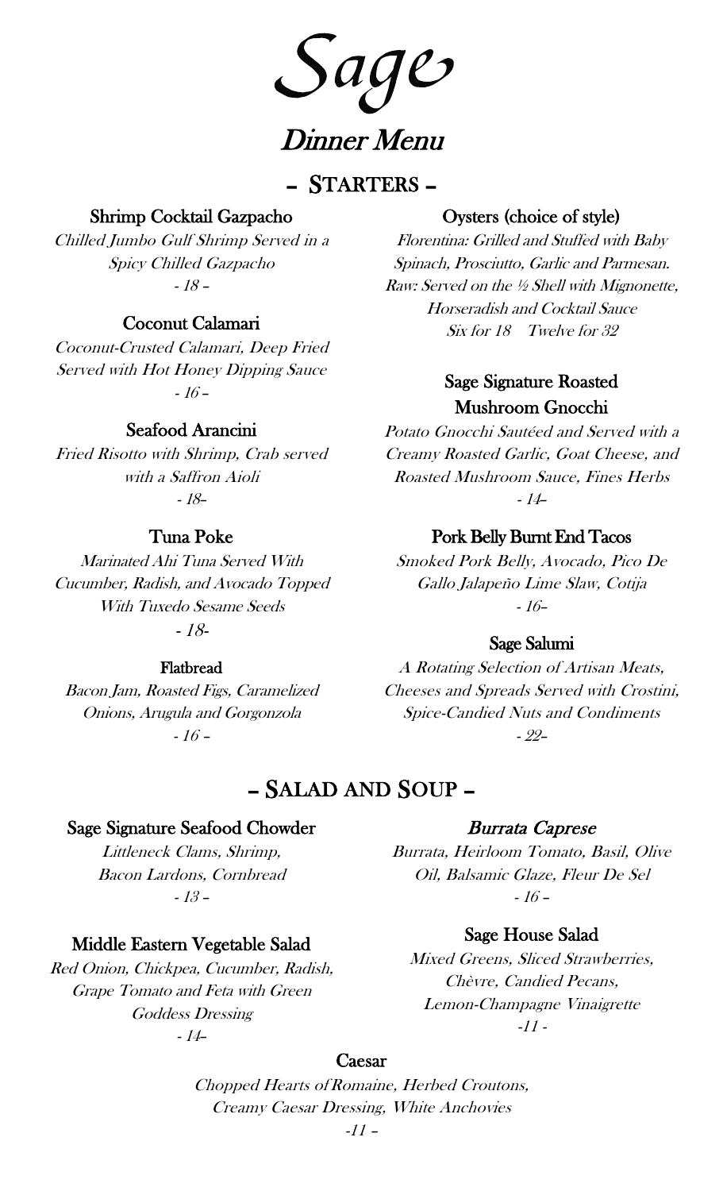# Sage

## Dinner Menu

## – STARTERS –

### Shrimp Cocktail Gazpacho

*Chilled Jumbo Gulf Shrimp Served in a Spicy Chilled Gazpacho*

*- 18 –*

### Coconut Calamari

*Coconut-Crusted Calamari, Deep Fried Served with Hot Honey Dipping Sauce*

*- 16 –*

### Seafood Arancini

*Fried Risotto with Shrimp, Crab served with a Saffron Aioli*

*- 18–*

### Tuna Poke

*Marinated Ahi Tuna Served With Cucumber, Radish, and Avocado Topped With Tuxedo Sesame Seeds*

*- 18-*

### Flatbread

*Bacon Jam, Roasted Figs, Caramelized Onions, Arugula and Gorgonzola*

*- 16 –*

### Oysters (choice of style)

*Florentina: Grilled and Stuffed with Baby Spinach, Prosciutto, Garlic and Parmesan.*

*Raw: Served on the ½ Shell with Mignonette, Horseradish and Cocktail Sauce*

*Six for 18 Twelve for 32*

### Sage Signature Roasted Mushroom Gnocchi

*Potato Gnocchi Sautéed and Served with a Creamy Roasted Garlic, Goat Cheese, and Roasted Mushroom Sauce, Fines Herbs*

*- 14–*

### Pork Belly Burnt End Tacos

*Smoked Pork Belly, Avocado, Pico De Gallo Jalapeño Lime Slaw, Cotija*

*- 16–*

### Sage Salumi

*A Rotating Selection of Artisan Meats, Cheeses and Spreads Served with Crostini, Spice-Candied Nuts and Condiments*

*- 22–*

## – SALAD AND SOUP –

### Sage Signature Seafood Chowder

*Littleneck Clams, Shrimp, Bacon Lardons, Cornbread*

*- 13 –*

### Middle Eastern Vegetable Salad

*Red Onion, Chickpea, Cucumber, Radish, Grape Tomato and Feta with Green Goddess Dressing*

*- 14–*

### *Burrata Caprese*

*Burrata, Heirloom Tomato, Basil, Olive Oil, Balsamic Glaze, Fleur De Sel*

*- 16 –*

### Sage House Salad

*Mixed Greens, Sliced Strawberries, Chèvre, Candied Pecans, Lemon-Champagne Vinaigrette*

*-11 -*

### Caesar

*Chopped Hearts of Romaine, Herbed Croutons, Creamy Caesar Dressing, White Anchovies*

*-11 –*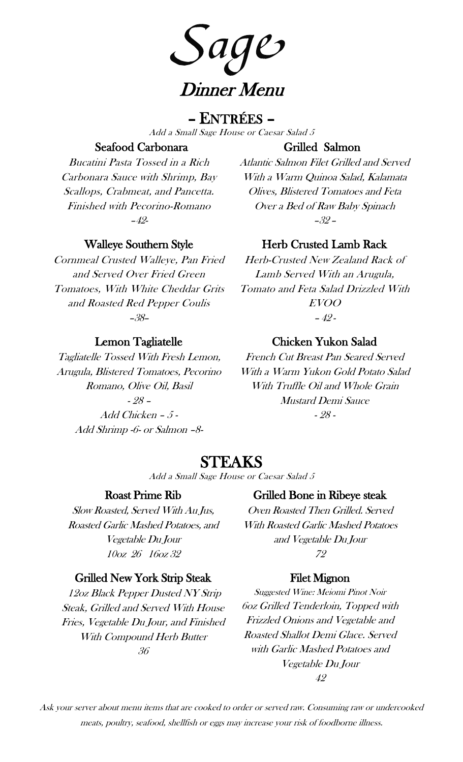# Sage

## Dinner Menu

## – ENTRÉES –

*Add a Small Sage House or Caesar Salad 5*

### Seafood Carbonara

*Bucatini Pasta Tossed in a Rich Carbonara Sauce with Shrimp, Bay Scallops, Crabmeat, and Pancetta. Finished with Pecorino-Romano*

*–42-*

### Walleye Southern Style

*Cornmeal Crusted Walleye, Pan Fried and Served Over Fried Green Tomatoes, With White Cheddar Grits and Roasted Red Pepper Coulis*

*–38–*

### Lemon Tagliatelle

*Tagliatelle Tossed With Fresh Lemon, Arugula, Blistered Tomatoes, Pecorino Romano, Olive Oil, Basil*

*- 28 –*

*Add Chicken – 5 -*

*Add Shrimp -6- or Salmon –8-*

### Grilled Salmon

*Atlantic Salmon Filet Grilled and Served With a Warm Quinoa Salad, Kalamata Olives, Blistered Tomatoes and Feta Over a Bed of Raw Baby Spinach*

*–32 –*

### Herb Crusted Lamb Rack

*Herb-Crusted New Zealand Rack of Lamb Served With an Arugula, Tomato and Feta Salad Drizzled With EVOO*

*– 42 -*

### Chicken Yukon Salad

*French Cut Breast Pan Seared Served With a Warm Yukon Gold Potato Salad With Truffle Oil and Whole Grain Mustard Demi Sauce*

*- 28 -*

## STEAKS

*Add a Small Sage House or Caesar Salad 5*

### Roast Prime Rib

*Slow Roasted, Served With Au Jus, Roasted Garlic Mashed Potatoes, and Vegetable Du Jour*

*10oz 26 16oz 32*

### Grilled New York Strip Steak

*12oz Black Pepper Dusted NY Strip Steak, Grilled and Served With House Fries, Vegetable Du Jour, and Finished With Compound Herb Butter*

*36*

### Grilled Bone in Ribeye steak

*Oven Roasted Then Grilled. Served With Roasted Garlic Mashed Potatoes and Vegetable Du Jour*

*72*

### Filet Mignon

*Suggested Wine: Meiomi Pinot Noir*

*6oz Grilled Tenderloin, Topped with Frizzled Onions and Vegetable and Roasted Shallot Demi Glace. Served with Garlic Mashed Potatoes and Vegetable Du Jour*

*42*

*Ask your server about menu items that are cooked to order or served raw. Consuming raw or undercooked meats, poultry, seafood, shellfish or eggs may increase your risk of foodborne illness.*